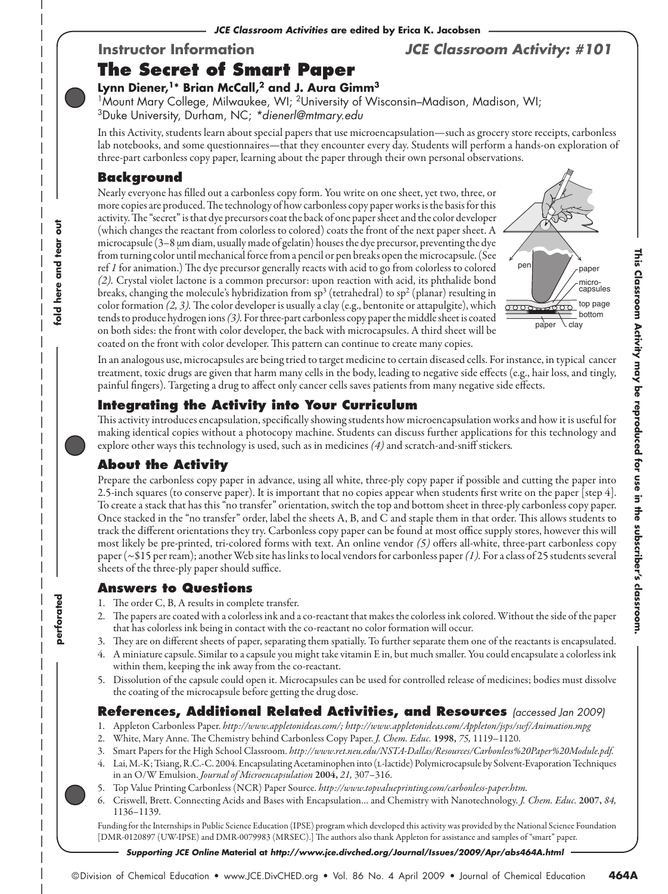**Instructor Information** — ***JCE Classroom Activity: #101***

# The Secret of Smart Paper

**Lynn Diener,[1]* Brian McCall,[2] and J. Aura Gimm[3]**

[1]Mount Mary College, Milwaukee, WI; [2]University of Wisconsin–Madison, Madison, WI; [3]Duke University, Durham, NC; *dienerl@mtmary.edu*

In this Activity, students learn about special papers that use microencapsulation—such as grocery store receipts, carbonless lab notebooks, and some questionnaires—that they encounter every day. Students will perform a hands-on exploration of three-part carbonless copy paper, learning about the paper through their own personal observations.

## Background

Nearly everyone has filled out a carbonless copy form. You write on one sheet, yet two, three, or more copies are produced. The technology of how carbonless copy paper works is the basis for this activity. The "secret" is that dye precursors coat the back of one paper sheet and the color developer (which changes the reactant from colorless to colored) coats the front of the next paper sheet. A microcapsule (3–8 µm diam, usually made of gelatin) houses the dye precursor, preventing the dye from turning color until mechanical force from a pencil or pen breaks open the microcapsule. (See ref *1* for animation.) The dye precursor generally reacts with acid to go from colorless to colored *(2)*. Crystal violet lactone is a common precursor: upon reaction with acid, its phthalide bond breaks, changing the molecule's hybridization from $sp^3$ (tetrahedral) to $sp^2$ (planar) resulting in color formation *(2, 3)*. The color developer is usually a clay (e.g., bentonite or attapulgite), which tends to produce hydrogen ions *(3)*. For three-part carbonless copy paper the middle sheet is coated on both sides: the front with color developer, the back with microcapsules. A third sheet will be coated on the front with color developer. This pattern can continue to create many copies.

pen — paper — micro-capsules — top page — bottom paper — clay

In an analogous use, microcapsules are being tried to target medicine to certain diseased cells. For instance, in typical cancer treatment, toxic drugs are given that harm many cells in the body, leading to negative side effects (e.g., hair loss, and tingly, painful fingers). Targeting a drug to affect only cancer cells saves patients from many negative side effects.

## Integrating the Activity into Your Curriculum

This activity introduces encapsulation, specifically showing students how microencapsulation works and how it is useful for making identical copies without a photocopy machine. Students can discuss further applications for this technology and explore other ways this technology is used, such as in medicines *(4)* and scratch-and-sniff stickers.

## About the Activity

Prepare the carbonless copy paper in advance, using all white, three-ply copy paper if possible and cutting the paper into 2.5-inch squares (to conserve paper). It is important that no copies appear when students first write on the paper [step 4]. To create a stack that has this "no transfer" orientation, switch the top and bottom sheet in three-ply carbonless copy paper. Once stacked in the "no transfer" order, label the sheets A, B, and C and staple them in that order. This allows students to track the different orientations they try. Carbonless copy paper can be found at most office supply stores, however this will most likely be pre-printed, tri-colored forms with text. An online vendor *(5)* offers all-white, three-part carbonless copy paper (~$15 per ream); another Web site has links to local vendors for carbonless paper *(1)*. For a class of 25 students several sheets of the three-ply paper should suffice.

## Answers to Questions

1. The order C, B, A results in complete transfer.
2. The papers are coated with a colorless ink and a co-reactant that makes the colorless ink colored. Without the side of the paper that has colorless ink being in contact with the co-reactant no color formation will occur.
3. They are on different sheets of paper, separating them spatially. To further separate them one of the reactants is encapsulated.
4. A miniature capsule. Similar to a capsule you might take vitamin E in, but much smaller. You could encapsulate a colorless ink within them, keeping the ink away from the co-reactant.
5. Dissolution of the capsule could open it. Microcapsules can be used for controlled release of medicines; bodies must dissolve the coating of the microcapsule before getting the drug dose.

## References, Additional Related Activities, and Resources *(accessed Jan 2009)*

1. Appleton Carbonless Paper. *http://www.appletonideas.com/; http://www.appletonideas.com/Appleton/jsps/swf/Animation.mpg*
2. White, Mary Anne. The Chemistry behind Carbonless Copy Paper. *J. Chem. Educ.* **1998,** *75,* 1119–1120.
3. Smart Papers for the High School Classroom. *http://www.ret.neu.edu/NSTA-Dallas/Resources/Carbonless%20Paper%20Module.pdf.*
4. Lai, M.-K; Tsiang, R.C.-C. 2004. Encapsulating Acetaminophen into (L-lactide) Polymicrocapsule by Solvent-Evaporation Techniques in an O/W Emulsion. *Journal of Microencapsulation* **2004,** *21,* 307–316.
5. Top Value Printing Carbonless (NCR) Paper Source. *http://www.topvalueprinting.com/carbonless-paper.htm.*
6. Criswell, Brett. Connecting Acids and Bases with Encapsulation... and Chemistry with Nanotechnology. *J. Chem. Educ.* **2007,** *84,* 1136–1139.

Funding for the Internships in Public Science Education (IPSE) program which developed this activity was provided by the National Science Foundation [DMR-0120897 (UW-IPSE) and DMR-0079983 (MRSEC).] The authors also thank Appleton for assistance and samples of "smart" paper.

***Supporting JCE Online Material at http://www.jce.divched.org/Journal/Issues/2009/Apr/abs464A.html***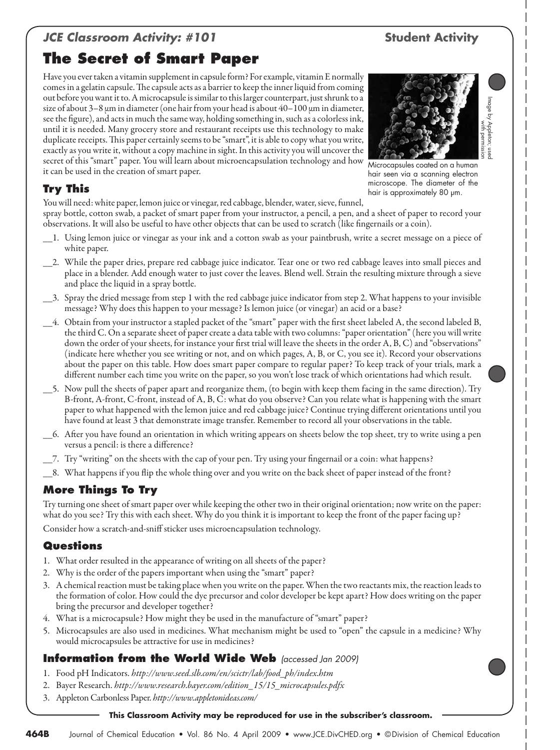JCE Classroom Activity: #101 | Student Activity

# The Secret of Smart Paper

Have you ever taken a vitamin supplement in capsule form? For example, vitamin E normally comes in a gelatin capsule. The capsule acts as a barrier to keep the inner liquid from coming out before you want it to. A microcapsule is similar to this larger counterpart, just shrunk to a size of about 3–8 µm in diameter (one hair from your head is about 40–100 µm in diameter, see the figure), and acts in much the same way, holding something in, such as a colorless ink, until it is needed. Many grocery store and restaurant receipts use this technology to make duplicate receipts. This paper certainly seems to be "smart", it is able to copy what you write, exactly as you write it, without a copy machine in sight. In this activity you will uncover the secret of this "smart" paper. You will learn about microencapsulation technology and how it can be used in the creation of smart paper.

Image by Appleton; used with permission

Microcapsules coated on a human hair seen via a scanning electron microscope. The diameter of the hair is approximately 80 µm.

## Try This

You will need: white paper, lemon juice or vinegar, red cabbage, blender, water, sieve, funnel, spray bottle, cotton swab, a packet of smart paper from your instructor, a pencil, a pen, and a sheet of paper to record your observations. It will also be useful to have other objects that can be used to scratch (like fingernails or a coin).

__1. Using lemon juice or vinegar as your ink and a cotton swab as your paintbrush, write a secret message on a piece of white paper.

__2. While the paper dries, prepare red cabbage juice indicator. Tear one or two red cabbage leaves into small pieces and place in a blender. Add enough water to just cover the leaves. Blend well. Strain the resulting mixture through a sieve and place the liquid in a spray bottle.

__3. Spray the dried message from step 1 with the red cabbage juice indicator from step 2. What happens to your invisible message? Why does this happen to your message? Is lemon juice (or vinegar) an acid or a base?

__4. Obtain from your instructor a stapled packet of the "smart" paper with the first sheet labeled A, the second labeled B, the third C. On a separate sheet of paper create a data table with two columns: "paper orientation" (here you will write down the order of your sheets, for instance your first trial will leave the sheets in the order A, B, C) and "observations" (indicate here whether you see writing or not, and on which pages, A, B, or C, you see it). Record your observations about the paper on this table. How does smart paper compare to regular paper? To keep track of your trials, mark a different number each time you write on the paper, so you won't lose track of which orientations had which result.

__5. Now pull the sheets of paper apart and reorganize them, (to begin with keep them facing in the same direction). Try B-front, A-front, C-front, instead of A, B, C: what do you observe? Can you relate what is happening with the smart paper to what happened with the lemon juice and red cabbage juice? Continue trying different orientations until you have found at least 3 that demonstrate image transfer. Remember to record all your observations in the table.

__6. After you have found an orientation in which writing appears on sheets below the top sheet, try to write using a pen versus a pencil: is there a difference?

__7. Try "writing" on the sheets with the cap of your pen. Try using your fingernail or a coin: what happens?

__8. What happens if you flip the whole thing over and you write on the back sheet of paper instead of the front?

## More Things To Try

Try turning one sheet of smart paper over while keeping the other two in their original orientation; now write on the paper: what do you see? Try this with each sheet. Why do you think it is important to keep the front of the paper facing up?

Consider how a scratch-and-sniff sticker uses microencapsulation technology.

## Questions

1. What order resulted in the appearance of writing on all sheets of the paper?
2. Why is the order of the papers important when using the "smart" paper?
3. A chemical reaction must be taking place when you write on the paper. When the two reactants mix, the reaction leads to the formation of color. How could the dye precursor and color developer be kept apart? How does writing on the paper bring the precursor and developer together?
4. What is a microcapsule? How might they be used in the manufacture of "smart" paper?
5. Microcapsules are also used in medicines. What mechanism might be used to "open" the capsule in a medicine? Why would microcapsules be attractive for use in medicines?

## Information from the World Wide Web *(accessed Jan 2009)*

1. Food pH Indicators. *http://www.seed.slb.com/en/scictr/lab/food_ph/index.htm*
2. Bayer Research. *http://www.research.bayer.com/edition_15/15_microcapsules.pdfx*
3. Appleton Carbonless Paper. *http://www.appletonideas.com/*

**This Classroom Activity may be reproduced for use in the subscriber's classroom.**